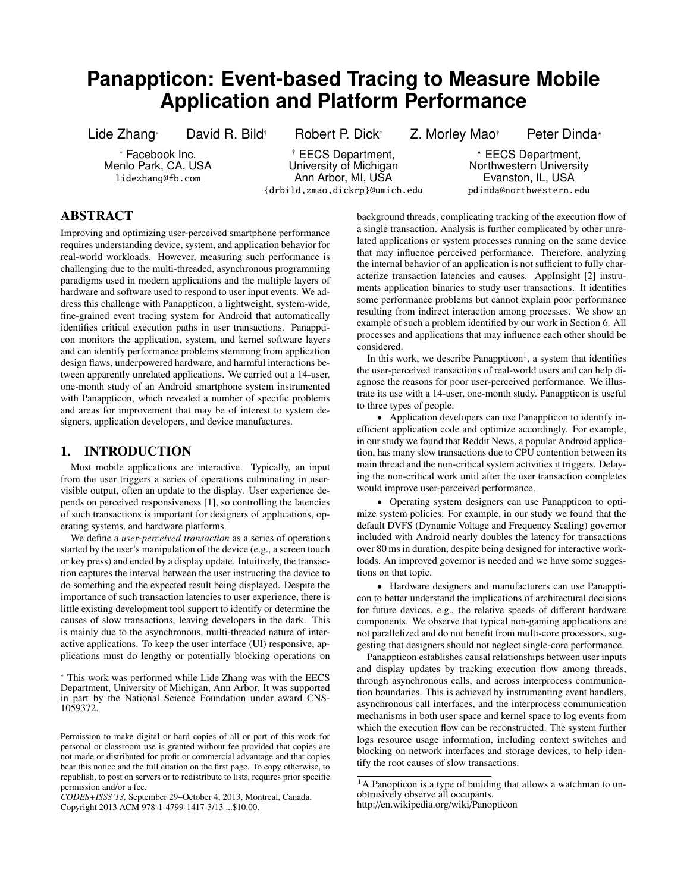# Panappticon: Event-based Tracing to Measure Mobile Application and Platform Performance

Lide Zhang[*] David R. Bild[†] Robert P. Dick[†] Z. Morley Mao[†] Peter Dinda[⋆]

[*] Facebook Inc.
Menlo Park, CA, USA
lidezhang@fb.com

[†] EECS Department,
University of Michigan
Ann Arbor, MI, USA
{drbild,zmao,dickrp}@umich.edu

[⋆] EECS Department,
Northwestern University
Evanston, IL, USA
pdinda@northwestern.edu

## ABSTRACT

Improving and optimizing user-perceived smartphone performance requires understanding device, system, and application behavior for real-world workloads. However, measuring such performance is challenging due to the multi-threaded, asynchronous programming paradigms used in modern applications and the multiple layers of hardware and software used to respond to user input events. We address this challenge with Panappticon, a lightweight, system-wide, fine-grained event tracing system for Android that automatically identifies critical execution paths in user transactions. Panappticon monitors the application, system, and kernel software layers and can identify performance problems stemming from application design flaws, underpowered hardware, and harmful interactions between apparently unrelated applications. We carried out a 14-user, one-month study of an Android smartphone system instrumented with Panappticon, which revealed a number of specific problems and areas for improvement that may be of interest to system designers, application developers, and device manufactures.

## 1. INTRODUCTION

Most mobile applications are interactive. Typically, an input from the user triggers a series of operations culminating in user-visible output, often an update to the display. User experience depends on perceived responsiveness [1], so controlling the latencies of such transactions is important for designers of applications, operating systems, and hardware platforms.

We define a *user-perceived transaction* as a series of operations started by the user's manipulation of the device (e.g., a screen touch or key press) and ended by a display update. Intuitively, the transaction captures the interval between the user instructing the device to do something and the expected result being displayed. Despite the importance of such transaction latencies to user experience, there is little existing development tool support to identify or determine the causes of slow transactions, leaving developers in the dark. This is mainly due to the asynchronous, multi-threaded nature of interactive applications. To keep the user interface (UI) responsive, applications must do lengthy or potentially blocking operations on background threads, complicating tracking of the execution flow of a single transaction. Analysis is further complicated by other unrelated applications or system processes running on the same device that may influence perceived performance. Therefore, analyzing the internal behavior of an application is not sufficient to fully characterize transaction latencies and causes. AppInsight [2] instruments application binaries to study user transactions. It identifies some performance problems but cannot explain poor performance resulting from indirect interaction among processes. We show an example of such a problem identified by our work in Section 6. All processes and applications that may influence each other should be considered.

In this work, we describe Panappticon[1], a system that identifies the user-perceived transactions of real-world users and can help diagnose the reasons for poor user-perceived performance. We illustrate its use with a 14-user, one-month study. Panappticon is useful to three types of people.

- Application developers can use Panappticon to identify inefficient application code and optimize accordingly. For example, in our study we found that Reddit News, a popular Android application, has many slow transactions due to CPU contention between its main thread and the non-critical system activities it triggers. Delaying the non-critical work until after the user transaction completes would improve user-perceived performance.
- Operating system designers can use Panappticon to optimize system policies. For example, in our study we found that the default DVFS (Dynamic Voltage and Frequency Scaling) governor included with Android nearly doubles the latency for transactions over 80 ms in duration, despite being designed for interactive workloads. An improved governor is needed and we have some suggestions on that topic.
- Hardware designers and manufacturers can use Panappticon to better understand the implications of architectural decisions for future devices, e.g., the relative speeds of different hardware components. We observe that typical non-gaming applications are not parallelized and do not benefit from multi-core processors, suggesting that designers should not neglect single-core performance.

Panappticon establishes causal relationships between user inputs and display updates by tracking execution flow among threads, through asynchronous calls, and across interprocess communication boundaries. This is achieved by instrumenting event handlers, asynchronous call interfaces, and the interprocess communication mechanisms in both user space and kernel space to log events from which the execution flow can be reconstructed. The system further logs resource usage information, including context switches and blocking on network interfaces and storage devices, to help identify the root causes of slow transactions.

[*] This work was performed while Lide Zhang was with the EECS Department, University of Michigan, Ann Arbor. It was supported in part by the National Science Foundation under award CNS-1059372.

Permission to make digital or hard copies of all or part of this work for personal or classroom use is granted without fee provided that copies are not made or distributed for profit or commercial advantage and that copies bear this notice and the full citation on the first page. To copy otherwise, to republish, to post on servers or to redistribute to lists, requires prior specific permission and/or a fee.
*CODES+ISSS'13,* September 29–October 4, 2013, Montreal, Canada.
Copyright 2013 ACM 978-1-4799-1417-3/13 ...$10.00.

[1] A Panopticon is a type of building that allows a watchman to unobtrusively observe all occupants.
http://en.wikipedia.org/wiki/Panopticon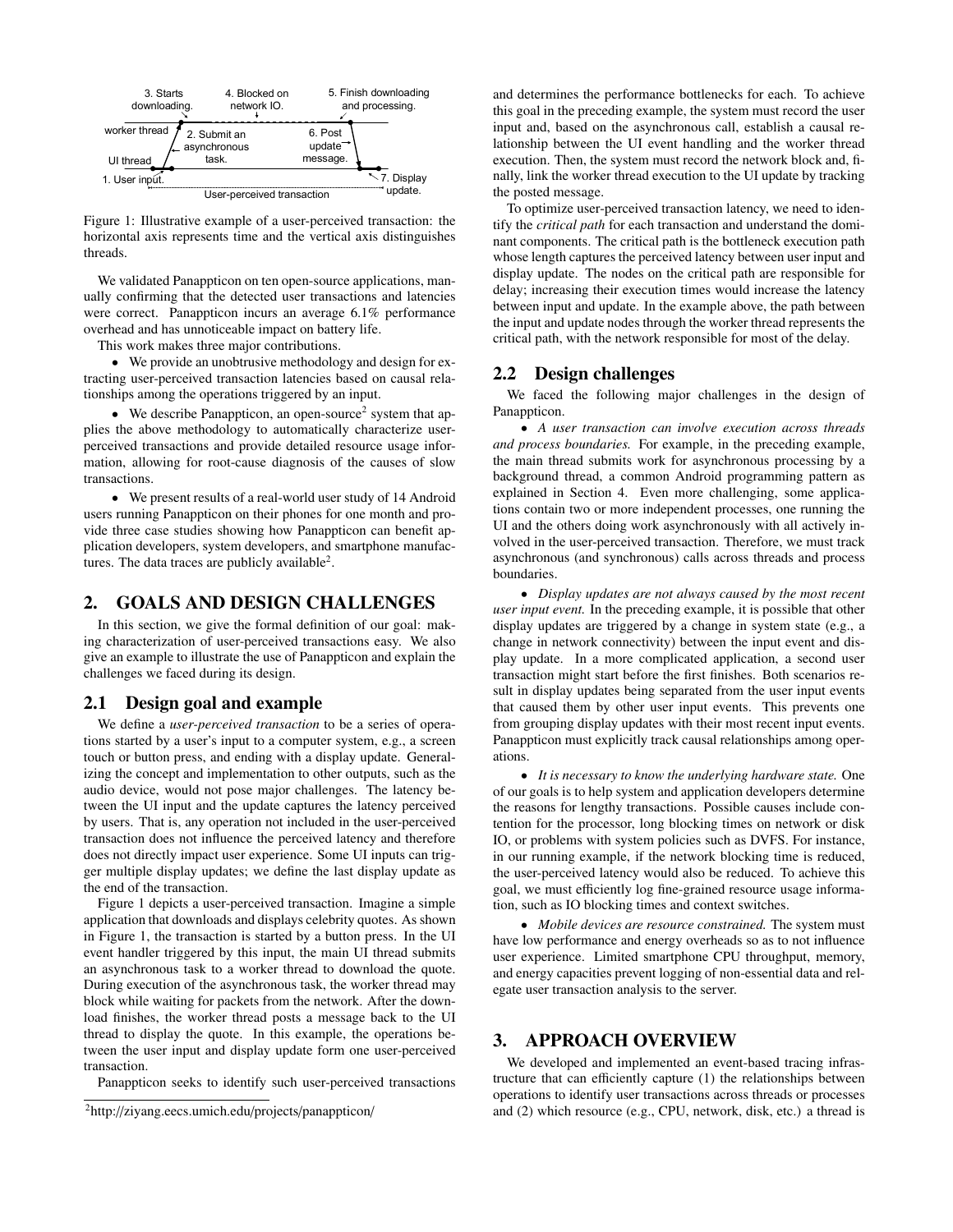Figure 1: Illustrative example of a user-perceived transaction: the horizontal axis represents time and the vertical axis distinguishes threads.

We validated Panappticon on ten open-source applications, manually confirming that the detected user transactions and latencies were correct. Panappticon incurs an average 6.1% performance overhead and has unnoticeable impact on battery life.

This work makes three major contributions.

- We provide an unobtrusive methodology and design for extracting user-perceived transaction latencies based on causal relationships among the operations triggered by an input.
- We describe Panappticon, an open-source[2] system that applies the above methodology to automatically characterize user-perceived transactions and provide detailed resource usage information, allowing for root-cause diagnosis of the causes of slow transactions.
- We present results of a real-world user study of 14 Android users running Panappticon on their phones for one month and provide three case studies showing how Panappticon can benefit application developers, system developers, and smartphone manufactures. The data traces are publicly available[2].

## 2. GOALS AND DESIGN CHALLENGES

In this section, we give the formal definition of our goal: making characterization of user-perceived transactions easy. We also give an example to illustrate the use of Panappticon and explain the challenges we faced during its design.

### 2.1 Design goal and example

We define a *user-perceived transaction* to be a series of operations started by a user's input to a computer system, e.g., a screen touch or button press, and ending with a display update. Generalizing the concept and implementation to other outputs, such as the audio device, would not pose major challenges. The latency between the UI input and the update captures the latency perceived by users. That is, any operation not included in the user-perceived transaction does not influence the perceived latency and therefore does not directly impact user experience. Some UI inputs can trigger multiple display updates; we define the last display update as the end of the transaction.

Figure 1 depicts a user-perceived transaction. Imagine a simple application that downloads and displays celebrity quotes. As shown in Figure 1, the transaction is started by a button press. In the UI event handler triggered by this input, the main UI thread submits an asynchronous task to a worker thread to download the quote. During execution of the asynchronous task, the worker thread may block while waiting for packets from the network. After the download finishes, the worker thread posts a message back to the UI thread to display the quote. In this example, the operations between the user input and display update form one user-perceived transaction.

Panappticon seeks to identify such user-perceived transactions and determines the performance bottlenecks for each. To achieve this goal in the preceding example, the system must record the user input and, based on the asynchronous call, establish a causal relationship between the UI event handling and the worker thread execution. Then, the system must record the network block and, finally, link the worker thread execution to the UI update by tracking the posted message.

To optimize user-perceived transaction latency, we need to identify the *critical path* for each transaction and understand the dominant components. The critical path is the bottleneck execution path whose length captures the perceived latency between user input and display update. The nodes on the critical path are responsible for delay; increasing their execution times would increase the latency between input and update. In the example above, the path between the input and update nodes through the worker thread represents the critical path, with the network responsible for most of the delay.

### 2.2 Design challenges

We faced the following major challenges in the design of Panappticon.

- *A user transaction can involve execution across threads and process boundaries.* For example, in the preceding example, the main thread submits work for asynchronous processing by a background thread, a common Android programming pattern as explained in Section 4. Even more challenging, some applications contain two or more independent processes, one running the UI and the others doing work asynchronously with all actively involved in the user-perceived transaction. Therefore, we must track asynchronous (and synchronous) calls across threads and process boundaries.
- *Display updates are not always caused by the most recent user input event.* In the preceding example, it is possible that other display updates are triggered by a change in system state (e.g., a change in network connectivity) between the input event and display update. In a more complicated application, a second user transaction might start before the first finishes. Both scenarios result in display updates being separated from the user input events that caused them by other user input events. This prevents one from grouping display updates with their most recent input events. Panappticon must explicitly track causal relationships among operations.
- *It is necessary to know the underlying hardware state.* One of our goals is to help system and application developers determine the reasons for lengthy transactions. Possible causes include contention for the processor, long blocking times on network or disk IO, or problems with system policies such as DVFS. For instance, in our running example, if the network blocking time is reduced, the user-perceived latency would also be reduced. To achieve this goal, we must efficiently log fine-grained resource usage information, such as IO blocking times and context switches.
- *Mobile devices are resource constrained.* The system must have low performance and energy overheads so as to not influence user experience. Limited smartphone CPU throughput, memory, and energy capacities prevent logging of non-essential data and relegate user transaction analysis to the server.

## 3. APPROACH OVERVIEW

We developed and implemented an event-based tracing infrastructure that can efficiently capture (1) the relationships between operations to identify user transactions across threads or processes and (2) which resource (e.g., CPU, network, disk, etc.) a thread is

[2] http://ziyang.eecs.umich.edu/projects/panappticon/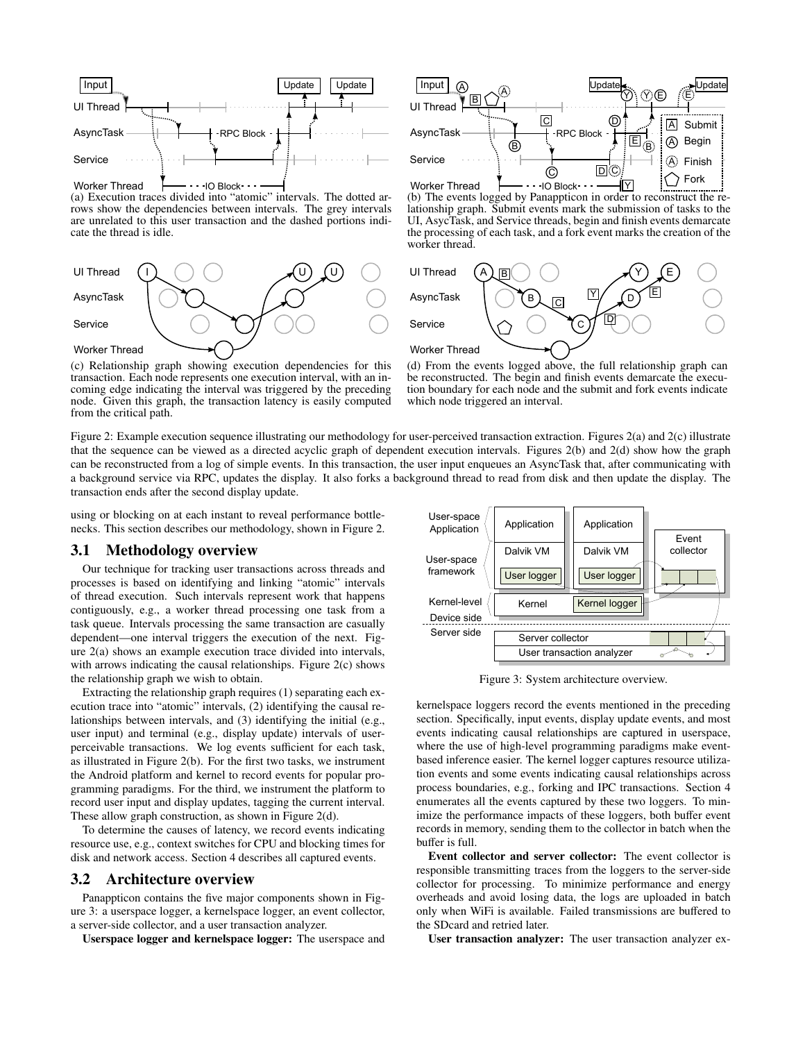(a) Execution traces divided into "atomic" intervals. The dotted arrows show the dependencies between intervals. The grey intervals are unrelated to this user transaction and the dashed portions indicate the thread is idle.

(b) The events logged by Panappticon in order to reconstruct the relationship graph. Submit events mark the submission of tasks to the UI, AsycTask, and Service threads, begin and finish events demarcate the processing of each task, and a fork event marks the creation of the worker thread.

(c) Relationship graph showing execution dependencies for this transaction. Each node represents one execution interval, with an incoming edge indicating the interval was triggered by the preceding node. Given this graph, the transaction latency is easily computed from the critical path.

(d) From the events logged above, the full relationship graph can be reconstructed. The begin and finish events demarcate the execution boundary for each node and the submit and fork events indicate which node triggered an interval.

Figure 2: Example execution sequence illustrating our methodology for user-perceived transaction extraction. Figures 2(a) and 2(c) illustrate that the sequence can be viewed as a directed acyclic graph of dependent execution intervals. Figures 2(b) and 2(d) show how the graph can be reconstructed from a log of simple events. In this transaction, the user input enqueues an AsyncTask that, after communicating with a background service via RPC, updates the display. It also forks a background thread to read from disk and then update the display. The transaction ends after the second display update.

using or blocking on at each instant to reveal performance bottlenecks. This section describes our methodology, shown in Figure 2.

## 3.1 Methodology overview

Our technique for tracking user transactions across threads and processes is based on identifying and linking "atomic" intervals of thread execution. Such intervals represent work that happens contiguously, e.g., a worker thread processing one task from a task queue. Intervals processing the same transaction are casually dependent—one interval triggers the execution of the next. Figure 2(a) shows an example execution trace divided into intervals, with arrows indicating the causal relationships. Figure 2(c) shows the relationship graph we wish to obtain.

Extracting the relationship graph requires (1) separating each execution trace into "atomic" intervals, (2) identifying the causal relationships between intervals, and (3) identifying the initial (e.g., user input) and terminal (e.g., display update) intervals of user-perceivable transactions. We log events sufficient for each task, as illustrated in Figure 2(b). For the first two tasks, we instrument the Android platform and kernel to record events for popular programming paradigms. For the third, we instrument the platform to record user input and display updates, tagging the current interval. These allow graph construction, as shown in Figure 2(d).

To determine the causes of latency, we record events indicating resource use, e.g., context switches for CPU and blocking times for disk and network access. Section 4 describes all captured events.

## 3.2 Architecture overview

Panappticon contains the five major components shown in Figure 3: a userspace logger, a kernelspace logger, an event collector, a server-side collector, and a user transaction analyzer.

**Userspace logger and kernelspace logger:** The userspace and kernelspace loggers record the events mentioned in the preceding section. Specifically, input events, display update events, and most events indicating causal relationships are captured in userspace, where the use of high-level programming paradigms make event-based inference easier. The kernel logger captures resource utilization events and some events indicating causal relationships across process boundaries, e.g., forking and IPC transactions. Section 4 enumerates all the events captured by these two loggers. To minimize the performance impacts of these loggers, both buffer event records in memory, sending them to the collector in batch when the buffer is full.

Figure 3: System architecture overview.

**Event collector and server collector:** The event collector is responsible transmitting traces from the loggers to the server-side collector for processing. To minimize performance and energy overheads and avoid losing data, the logs are uploaded in batch only when WiFi is available. Failed transmissions are buffered to the SDcard and retried later.

**User transaction analyzer:** The user transaction analyzer ex-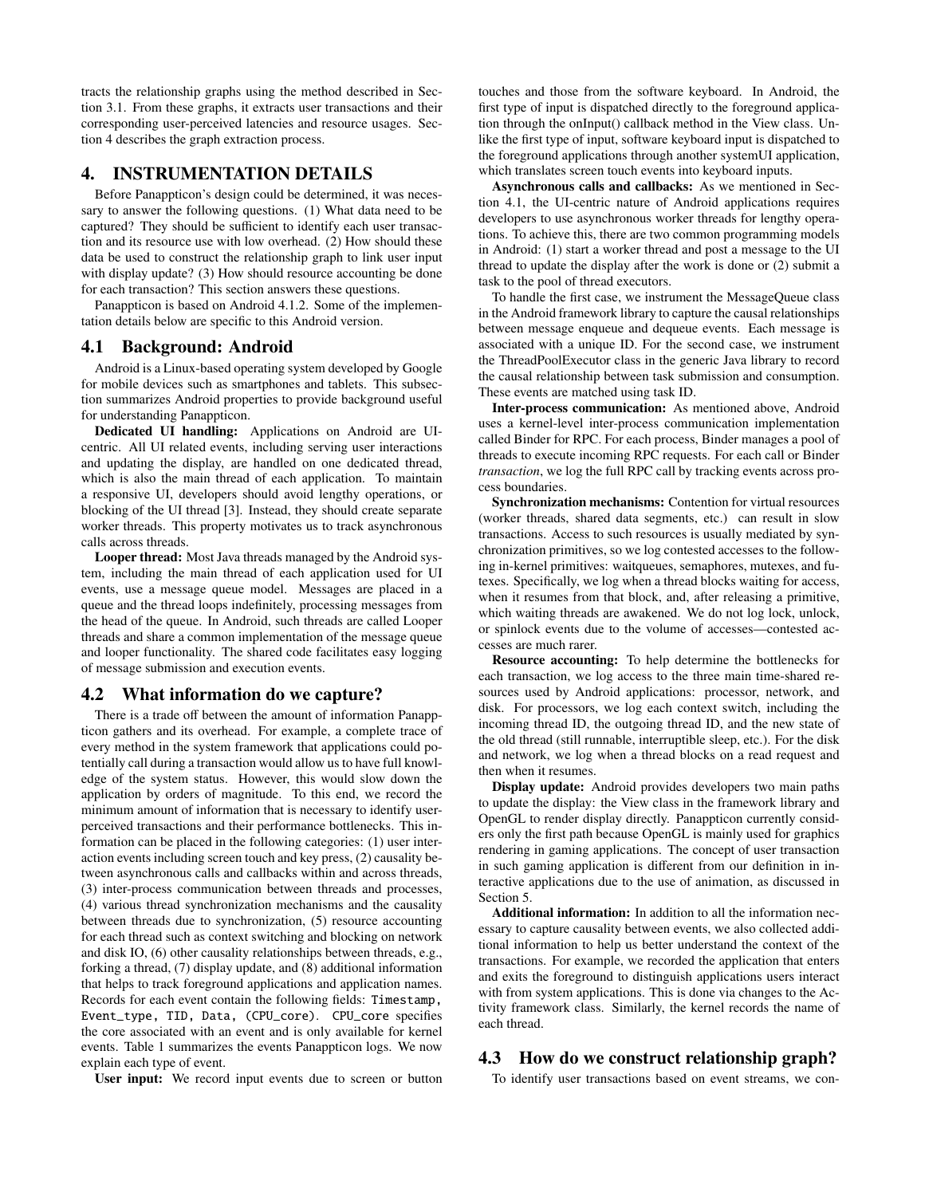tracts the relationship graphs using the method described in Section 3.1. From these graphs, it extracts user transactions and their corresponding user-perceived latencies and resource usages. Section 4 describes the graph extraction process.

# 4. INSTRUMENTATION DETAILS

Before Panappticon's design could be determined, it was necessary to answer the following questions. (1) What data need to be captured? They should be sufficient to identify each user transaction and its resource use with low overhead. (2) How should these data be used to construct the relationship graph to link user input with display update? (3) How should resource accounting be done for each transaction? This section answers these questions.

Panappticon is based on Android 4.1.2. Some of the implementation details below are specific to this Android version.

## 4.1 Background: Android

Android is a Linux-based operating system developed by Google for mobile devices such as smartphones and tablets. This subsection summarizes Android properties to provide background useful for understanding Panappticon.

**Dedicated UI handling:** Applications on Android are UI-centric. All UI related events, including serving user interactions and updating the display, are handled on one dedicated thread, which is also the main thread of each application. To maintain a responsive UI, developers should avoid lengthy operations, or blocking of the UI thread [3]. Instead, they should create separate worker threads. This property motivates us to track asynchronous calls across threads.

**Looper thread:** Most Java threads managed by the Android system, including the main thread of each application used for UI events, use a message queue model. Messages are placed in a queue and the thread loops indefinitely, processing messages from the head of the queue. In Android, such threads are called Looper threads and share a common implementation of the message queue and looper functionality. The shared code facilitates easy logging of message submission and execution events.

## 4.2 What information do we capture?

There is a trade off between the amount of information Panappticon gathers and its overhead. For example, a complete trace of every method in the system framework that applications could potentially call during a transaction would allow us to have full knowledge of the system status. However, this would slow down the application by orders of magnitude. To this end, we record the minimum amount of information that is necessary to identify user-perceived transactions and their performance bottlenecks. This information can be placed in the following categories: (1) user interaction events including screen touch and key press, (2) causality between asynchronous calls and callbacks within and across threads, (3) inter-process communication between threads and processes, (4) various thread synchronization mechanisms and the causality between threads due to synchronization, (5) resource accounting for each thread such as context switching and blocking on network and disk IO, (6) other causality relationships between threads, e.g., forking a thread, (7) display update, and (8) additional information that helps to track foreground applications and application names. Records for each event contain the following fields: `Timestamp, Event_type, TID, Data, (CPU_core)`. `CPU_core` specifies the core associated with an event and is only available for kernel events. Table 1 summarizes the events Panappticon logs. We now explain each type of event.

**User input:** We record input events due to screen or button touches and those from the software keyboard. In Android, the first type of input is dispatched directly to the foreground application through the onInput() callback method in the View class. Unlike the first type of input, software keyboard input is dispatched to the foreground applications through another systemUI application, which translates screen touch events into keyboard inputs.

**Asynchronous calls and callbacks:** As we mentioned in Section 4.1, the UI-centric nature of Android applications requires developers to use asynchronous worker threads for lengthy operations. To achieve this, there are two common programming models in Android: (1) start a worker thread and post a message to the UI thread to update the display after the work is done or (2) submit a task to the pool of thread executors.

To handle the first case, we instrument the MessageQueue class in the Android framework library to capture the causal relationships between message enqueue and dequeue events. Each message is associated with a unique ID. For the second case, we instrument the ThreadPoolExecutor class in the generic Java library to record the causal relationship between task submission and consumption. These events are matched using task ID.

**Inter-process communication:** As mentioned above, Android uses a kernel-level inter-process communication implementation called Binder for RPC. For each process, Binder manages a pool of threads to execute incoming RPC requests. For each call or Binder *transaction*, we log the full RPC call by tracking events across process boundaries.

**Synchronization mechanisms:** Contention for virtual resources (worker threads, shared data segments, etc.) can result in slow transactions. Access to such resources is usually mediated by synchronization primitives, so we log contested accesses to the following in-kernel primitives: waitqueues, semaphores, mutexes, and futexes. Specifically, we log when a thread blocks waiting for access, when it resumes from that block, and, after releasing a primitive, which waiting threads are awakened. We do not log lock, unlock, or spinlock events due to the volume of accesses—contested accesses are much rarer.

**Resource accounting:** To help determine the bottlenecks for each transaction, we log access to the three main time-shared resources used by Android applications: processor, network, and disk. For processors, we log each context switch, including the incoming thread ID, the outgoing thread ID, and the new state of the old thread (still runnable, interruptible sleep, etc.). For the disk and network, we log when a thread blocks on a read request and then when it resumes.

**Display update:** Android provides developers two main paths to update the display: the View class in the framework library and OpenGL to render display directly. Panappticon currently considers only the first path because OpenGL is mainly used for graphics rendering in gaming applications. The concept of user transaction in such gaming application is different from our definition in interactive applications due to the use of animation, as discussed in Section 5.

**Additional information:** In addition to all the information necessary to capture causality between events, we also collected additional information to help us better understand the context of the transactions. For example, we recorded the application that enters and exits the foreground to distinguish applications users interact with from system applications. This is done via changes to the Activity framework class. Similarly, the kernel records the name of each thread.

## 4.3 How do we construct relationship graph?

To identify user transactions based on event streams, we con-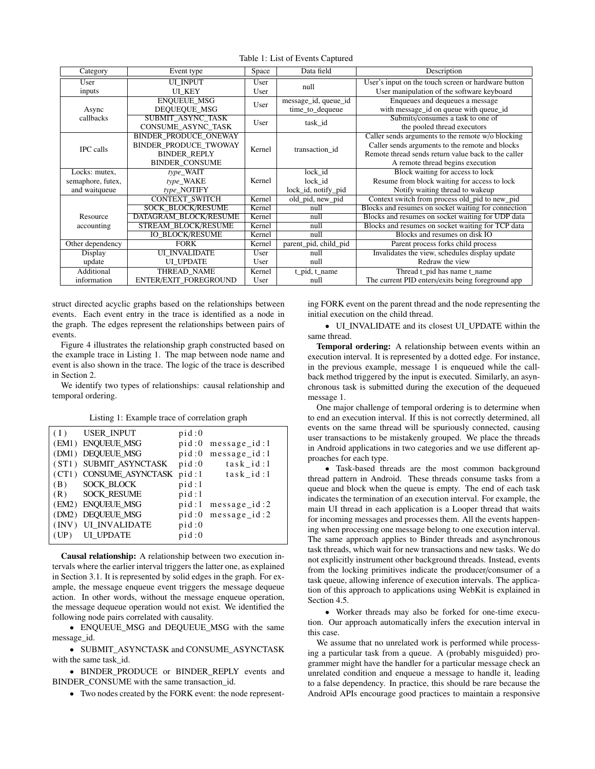Table 1: List of Events Captured

| Category | Event type | Space | Data field | Description |
|---|---|---|---|---|
| User inputs | UI_INPUT | User | null | User's input on the touch screen or hardware button |
| | UI_KEY | User | | User manipulation of the software keyboard |
| Async callbacks | ENQUEUE_MSG | User | message_id, queue_id | Enqueues and dequeues a message |
| | DEQUEQUE_MSG | | time_to_dequeue | with message_id on queue with queue_id |
| | SUBMIT_ASYNC_TASK | User | task_id | Submits/consumes a task to one of |
| | CONSUME_ASYNC_TASK | | | the pooled thread executors |
| IPC calls | BINDER_PRODUCE_ONEWAY | Kernel | transaction_id | Caller sends arguments to the remote w/o blocking |
| | BINDER_PRODUCE_TWOWAY | | | Caller sends arguments to the remote and blocks |
| | BINDER_REPLY | | | Remote thread sends return value back to the caller |
| | BINDER_CONSUME | | | A remote thread begins execution |
| Locks: mutex, semaphore, futex, and waitqueue | *type*_WAIT | Kernel | lock_id | Block waiting for access to lock |
| | *type*_WAKE | | lock_id | Resume from block waiting for access to lock |
| | *type*_NOTIFY | | lock_id, notify_pid | Notify waiting thread to wakeup |
| Resource accounting | CONTEXT_SWITCH | Kernel | old_pid, new_pid | Context switch from process old_pid to new_pid |
| | SOCK_BLOCK/RESUME | Kernel | null | Blocks and resumes on socket waiting for connection |
| | DATAGRAM_BLOCK/RESUME | Kernel | null | Blocks and resumes on socket waiting for UDP data |
| | STREAM_BLOCK/RESUME | Kernel | null | Blocks and resumes on socket waiting for TCP data |
| | IO_BLOCK/RESUME | Kernel | null | Blocks and resumes on disk IO |
| Other dependency | FORK | Kernel | parent_pid, child_pid | Parent process forks child process |
| Display update | UI_INVALIDATE | User | null | Invalidates the view, schedules display update |
| | UI_UPDATE | User | null | Redraw the view |
| Additional information | THREAD_NAME | Kernel | t_pid, t_name | Thread t_pid has name t_name |
| | ENTER/EXIT_FOREGROUND | User | null | The current PID enters/exits being foreground app |

struct directed acyclic graphs based on the relationships between events. Each event entry in the trace is identified as a node in the graph. The edges represent the relationships between pairs of events.

Figure 4 illustrates the relationship graph constructed based on the example trace in Listing 1. The map between node name and event is also shown in the trace. The logic of the trace is described in Section 2.

We identify two types of relationships: causal relationship and temporal ordering.

Listing 1: Example trace of correlation graph

```
(I)    USER_INPUT          pid:0
(EM1)  ENQUEUE_MSG         pid:0  message_id:1
(DM1)  DEQUEUE_MSG         pid:0  message_id:1
(ST1)  SUBMIT_ASYNCTASK    pid:0     task_id:1
(CT1)  CONSUME_ASYNCTASK   pid:1     task_id:1
(B)    SOCK_BLOCK          pid:1
(R)    SOCK_RESUME         pid:1
(EM2)  ENQUEUE_MSG         pid:1  message_id:2
(DM2)  DEQUEUE_MSG         pid:0  message_id:2
(INV)  UI_INVALIDATE       pid:0
(UP)   UI_UPDATE           pid:0
```

**Causal relationship:** A relationship between two execution intervals where the earlier interval triggers the latter one, as explained in Section 3.1. It is represented by solid edges in the graph. For example, the message enqueue event triggers the message dequeue action. In other words, without the message enqueue operation, the message dequeue operation would not exist. We identified the following node pairs correlated with causality.

- ENQUEUE_MSG and DEQUEUE_MSG with the same message_id.
- SUBMIT_ASYNCTASK and CONSUME_ASYNCTASK with the same task_id.
- BINDER_PRODUCE or BINDER_REPLY events and BINDER_CONSUME with the same transaction_id.
- Two nodes created by the FORK event: the node representing FORK event on the parent thread and the node representing the initial execution on the child thread.
- UI_INVALIDATE and its closest UI_UPDATE within the same thread.

**Temporal ordering:** A relationship between events within an execution interval. It is represented by a dotted edge. For instance, in the previous example, message 1 is enqueued while the callback method triggered by the input is executed. Similarly, an asynchronous task is submitted during the execution of the dequeued message 1.

One major challenge of temporal ordering is to determine when to end an execution interval. If this is not correctly determined, all events on the same thread will be spuriously connected, causing user transactions to be mistakenly grouped. We place the threads in Android applications in two categories and we use different approaches for each type.

- Task-based threads are the most common background thread pattern in Android. These threads consume tasks from a queue and block when the queue is empty. The end of each task indicates the termination of an execution interval. For example, the main UI thread in each application is a Looper thread that waits for incoming messages and processes them. All the events happening when processing one message belong to one execution interval. The same approach applies to Binder threads and asynchronous task threads, which wait for new transactions and new tasks. We do not explicitly instrument other background threads. Instead, events from the locking primitives indicate the producer/consumer of a task queue, allowing inference of execution intervals. The application of this approach to applications using WebKit is explained in Section 4.5.
- Worker threads may also be forked for one-time execution. Our approach automatically infers the execution interval in this case.

We assume that no unrelated work is performed while processing a particular task from a queue. A (probably misguided) programmer might have the handler for a particular message check an unrelated condition and enqueue a message to handle it, leading to a false dependency. In practice, this should be rare because the Android APIs encourage good practices to maintain a responsive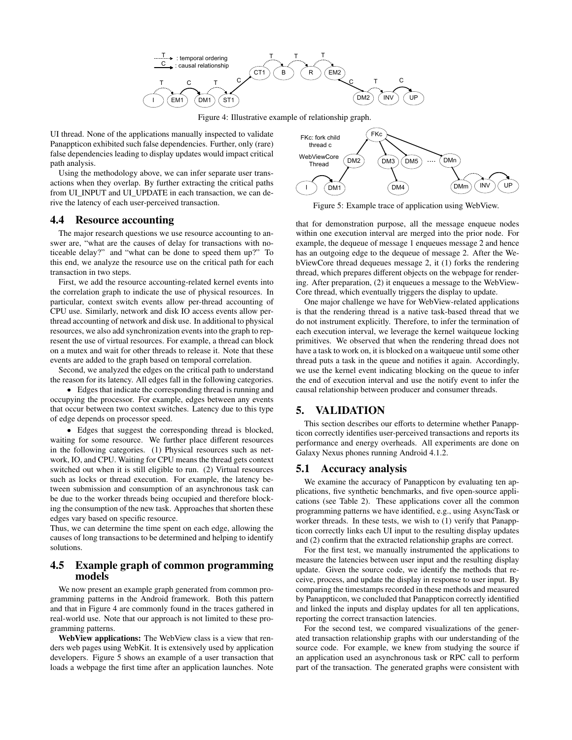Figure 4: Illustrative example of relationship graph.

UI thread. None of the applications manually inspected to validate Panappticon exhibited such false dependencies. Further, only (rare) false dependencies leading to display updates would impact critical path analysis.

Using the methodology above, we can infer separate user transactions when they overlap. By further extracting the critical paths from UI_INPUT and UI_UPDATE in each transaction, we can derive the latency of each user-perceived transaction.

## 4.4 Resource accounting

The major research questions we use resource accounting to answer are, "what are the causes of delay for transactions with noticeable delay?" and "what can be done to speed them up?" To this end, we analyze the resource use on the critical path for each transaction in two steps.

First, we add the resource accounting-related kernel events into the correlation graph to indicate the use of physical resources. In particular, context switch events allow per-thread accounting of CPU use. Similarly, network and disk IO access events allow per-thread accounting of network and disk use. In additional to physical resources, we also add synchronization events into the graph to represent the use of virtual resources. For example, a thread can block on a mutex and wait for other threads to release it. Note that these events are added to the graph based on temporal correlation.

Second, we analyzed the edges on the critical path to understand the reason for its latency. All edges fall in the following categories.

- Edges that indicate the corresponding thread is running and occupying the processor. For example, edges between any events that occur between two context switches. Latency due to this type of edge depends on processor speed.
- Edges that suggest the corresponding thread is blocked, waiting for some resource. We further place different resources in the following categories. (1) Physical resources such as network, IO, and CPU. Waiting for CPU means the thread gets context switched out when it is still eligible to run. (2) Virtual resources such as locks or thread execution. For example, the latency between submission and consumption of an asynchronous task can be due to the worker threads being occupied and therefore blocking the consumption of the new task. Approaches that shorten these edges vary based on specific resource.

Thus, we can determine the time spent on each edge, allowing the causes of long transactions to be determined and helping to identify solutions.

## 4.5 Example graph of common programming models

We now present an example graph generated from common programming patterns in the Android framework. Both this pattern and that in Figure 4 are commonly found in the traces gathered in real-world use. Note that our approach is not limited to these programming patterns.

**WebView applications:** The WebView class is a view that renders web pages using WebKit. It is extensively used by application developers. Figure 5 shows an example of a user transaction that loads a webpage the first time after an application launches. Note that for demonstration purpose, all the message enqueue nodes within one execution interval are merged into the prior node. For example, the dequeue of message 1 enqueues message 2 and hence has an outgoing edge to the dequeue of message 2. After the WebViewCore thread dequeues message 2, it (1) forks the rendering thread, which prepares different objects on the webpage for rendering. After preparation, (2) it enqueues a message to the WebViewCore thread, which eventually triggers the display to update.

Figure 5: Example trace of application using WebView.

One major challenge we have for WebView-related applications is that the rendering thread is a native task-based thread that we do not instrument explicitly. Therefore, to infer the termination of each execution interval, we leverage the kernel waitqueue locking primitives. We observed that when the rendering thread does not have a task to work on, it is blocked on a waitqueue until some other thread puts a task in the queue and notifies it again. Accordingly, we use the kernel event indicating blocking on the queue to infer the end of execution interval and use the notify event to infer the causal relationship between producer and consumer threads.

# 5. VALIDATION

This section describes our efforts to determine whether Panappticon correctly identifies user-perceived transactions and reports its performance and energy overheads. All experiments are done on Galaxy Nexus phones running Android 4.1.2.

## 5.1 Accuracy analysis

We examine the accuracy of Panappticon by evaluating ten applications, five synthetic benchmarks, and five open-source applications (see Table 2). These applications cover all the common programming patterns we have identified, e.g., using AsyncTask or worker threads. In these tests, we wish to (1) verify that Panappticon correctly links each UI input to the resulting display updates and (2) confirm that the extracted relationship graphs are correct.

For the first test, we manually instrumented the applications to measure the latencies between user input and the resulting display update. Given the source code, we identify the methods that receive, process, and update the display in response to user input. By comparing the timestamps recorded in these methods and measured by Panappticon, we concluded that Panappticon correctly identified and linked the inputs and display updates for all ten applications, reporting the correct transaction latencies.

For the second test, we compared visualizations of the generated transaction relationship graphs with our understanding of the source code. For example, we knew from studying the source if an application used an asynchronous task or RPC call to perform part of the transaction. The generated graphs were consistent with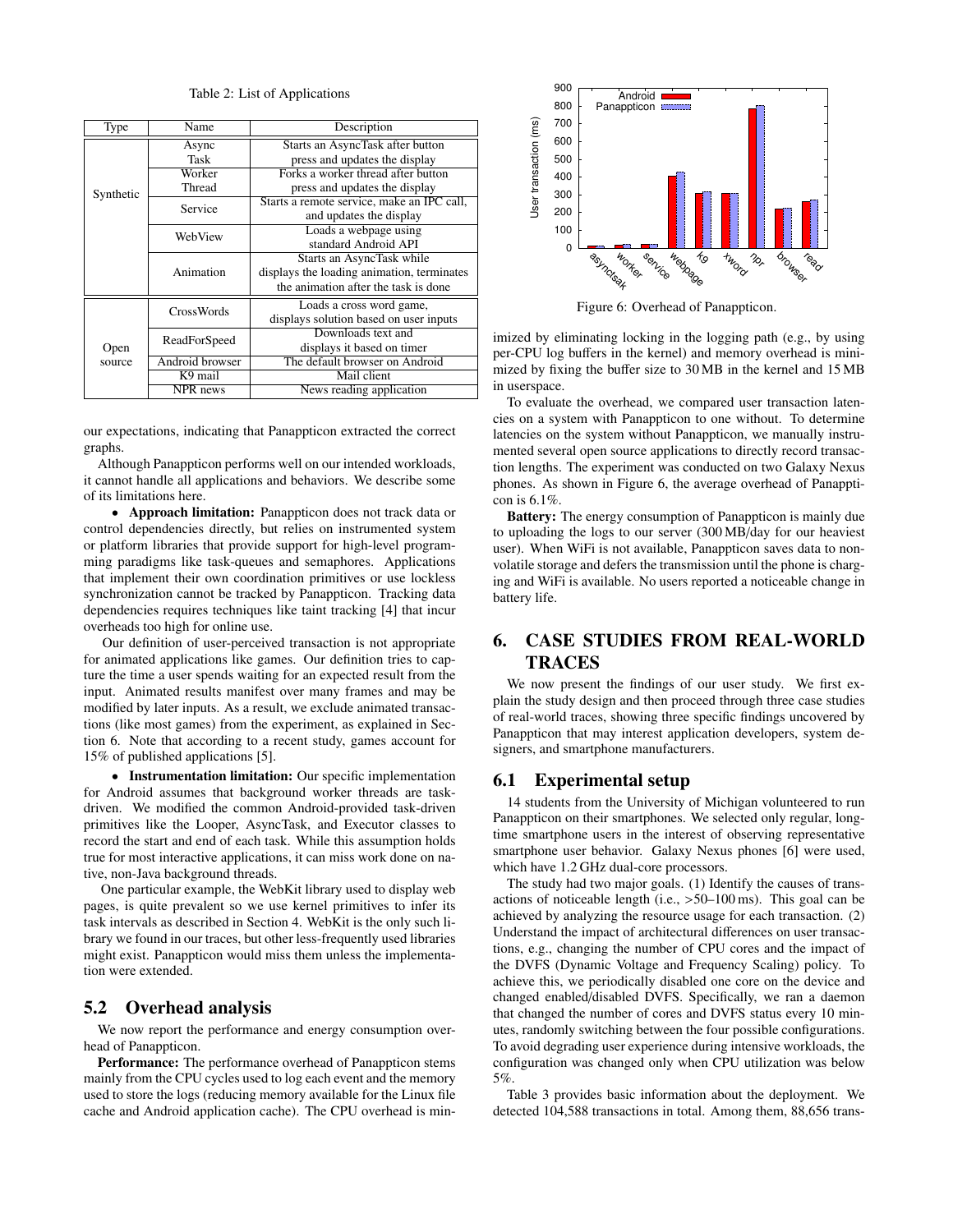Table 2: List of Applications

| Type | Name | Description |
|---|---|---|
| Synthetic | Async Task | Starts an AsyncTask after button press and updates the display |
| | Worker Thread | Forks a worker thread after button press and updates the display |
| | Service | Starts a remote service, make an IPC call, and updates the display |
| | WebView | Loads a webpage using standard Android API |
| | Animation | Starts an AsyncTask while displays the loading animation, terminates the animation after the task is done |
| Open source | CrossWords | Loads a cross word game, displays solution based on user inputs |
| | ReadForSpeed | Downloads text and displays it based on timer |
| | Android browser | The default browser on Android |
| | K9 mail | Mail client |
| | NPR news | News reading application |

our expectations, indicating that Panappticon extracted the correct graphs.

Although Panappticon performs well on our intended workloads, it cannot handle all applications and behaviors. We describe some of its limitations here.

- **Approach limitation:** Panappticon does not track data or control dependencies directly, but relies on instrumented system or platform libraries that provide support for high-level programming paradigms like task-queues and semaphores. Applications that implement their own coordination primitives or use lockless synchronization cannot be tracked by Panappticon. Tracking data dependencies requires techniques like taint tracking [4] that incur overheads too high for online use.

Our definition of user-perceived transaction is not appropriate for animated applications like games. Our definition tries to capture the time a user spends waiting for an expected result from the input. Animated results manifest over many frames and may be modified by later inputs. As a result, we exclude animated transactions (like most games) from the experiment, as explained in Section 6. Note that according to a recent study, games account for 15% of published applications [5].

- **Instrumentation limitation:** Our specific implementation for Android assumes that background worker threads are task-driven. We modified the common Android-provided task-driven primitives like the Looper, AsyncTask, and Executor classes to record the start and end of each task. While this assumption holds true for most interactive applications, it can miss work done on native, non-Java background threads.

One particular example, the WebKit library used to display web pages, is quite prevalent so we use kernel primitives to infer its task intervals as described in Section 4. WebKit is the only such library we found in our traces, but other less-frequently used libraries might exist. Panappticon would miss them unless the implementation were extended.

## 5.2 Overhead analysis

We now report the performance and energy consumption overhead of Panappticon.

**Performance:** The performance overhead of Panappticon stems mainly from the CPU cycles used to log each event and the memory used to store the logs (reducing memory available for the Linux file cache and Android application cache). The CPU overhead is minimized by eliminating locking in the logging path (e.g., by using per-CPU log buffers in the kernel) and memory overhead is minimized by fixing the buffer size to 30 MB in the kernel and 15 MB in userspace.

To evaluate the overhead, we compared user transaction latencies on a system with Panappticon to one without. To determine latencies on the system without Panappticon, we manually instrumented several open source applications to directly record transaction lengths. The experiment was conducted on two Galaxy Nexus phones. As shown in Figure 6, the average overhead of Panappticon is 6.1%.

Figure 6: Overhead of Panappticon.

**Battery:** The energy consumption of Panappticon is mainly due to uploading the logs to our server (300 MB/day for our heaviest user). When WiFi is not available, Panappticon saves data to non-volatile storage and defers the transmission until the phone is charging and WiFi is available. No users reported a noticeable change in battery life.

# 6. CASE STUDIES FROM REAL-WORLD TRACES

We now present the findings of our user study. We first explain the study design and then proceed through three case studies of real-world traces, showing three specific findings uncovered by Panappticon that may interest application developers, system designers, and smartphone manufacturers.

## 6.1 Experimental setup

14 students from the University of Michigan volunteered to run Panappticon on their smartphones. We selected only regular, long-time smartphone users in the interest of observing representative smartphone user behavior. Galaxy Nexus phones [6] were used, which have 1.2 GHz dual-core processors.

The study had two major goals. (1) Identify the causes of transactions of noticeable length (i.e., >50–100 ms). This goal can be achieved by analyzing the resource usage for each transaction. (2) Understand the impact of architectural differences on user transactions, e.g., changing the number of CPU cores and the impact of the DVFS (Dynamic Voltage and Frequency Scaling) policy. To achieve this, we periodically disabled one core on the device and changed enabled/disabled DVFS. Specifically, we ran a daemon that changed the number of cores and DVFS status every 10 minutes, randomly switching between the four possible configurations. To avoid degrading user experience during intensive workloads, the configuration was changed only when CPU utilization was below 5%.

Table 3 provides basic information about the deployment. We detected 104,588 transactions in total. Among them, 88,656 trans-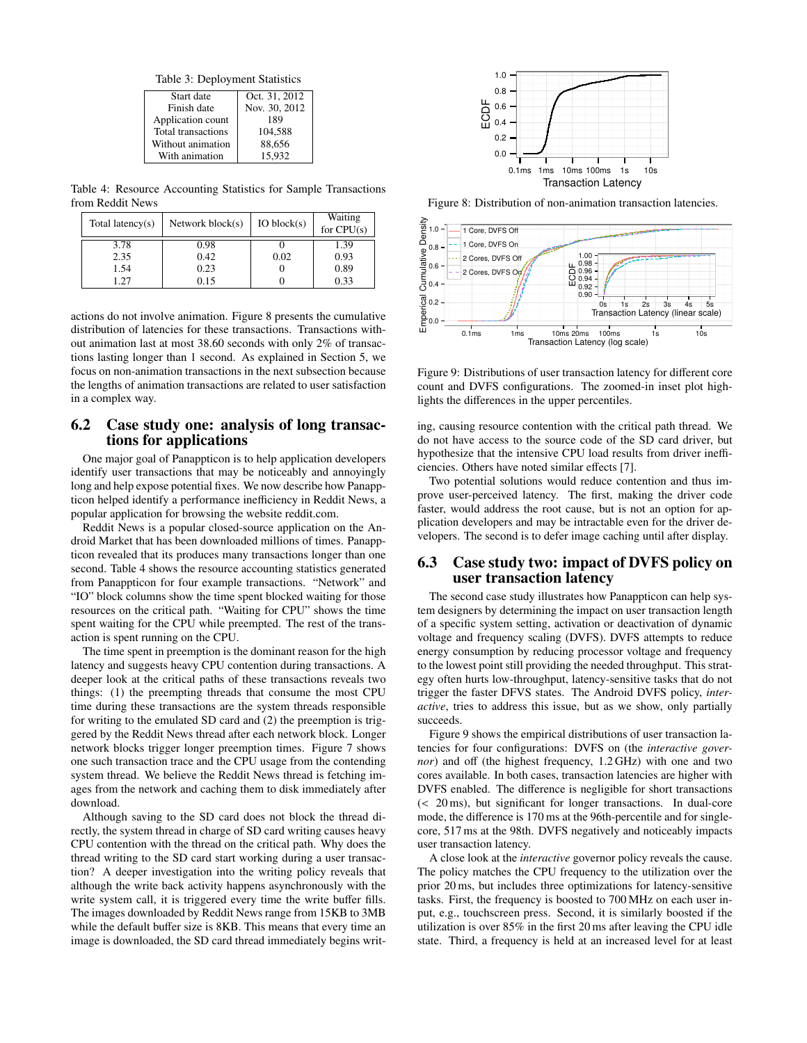Table 3: Deployment Statistics

| | |
|---|---|
| Start date | Oct. 31, 2012 |
| Finish date | Nov. 30, 2012 |
| Application count | 189 |
| Total transactions | 104,588 |
| Without animation | 88,656 |
| With animation | 15,932 |

Table 4: Resource Accounting Statistics for Sample Transactions from Reddit News

| Total latency(s) | Network block(s) | IO block(s) | Waiting for CPU(s) |
|---|---|---|---|
| 3.78 | 0.98 | 0 | 1.39 |
| 2.35 | 0.42 | 0.02 | 0.93 |
| 1.54 | 0.23 | 0 | 0.89 |
| 1.27 | 0.15 | 0 | 0.33 |

actions do not involve animation. Figure 8 presents the cumulative distribution of latencies for these transactions. Transactions without animation last at most 38.60 seconds with only 2% of transactions lasting longer than 1 second. As explained in Section 5, we focus on non-animation transactions in the next subsection because the lengths of animation transactions are related to user satisfaction in a complex way.

## 6.2 Case study one: analysis of long transactions for applications

One major goal of Panappticon is to help application developers identify user transactions that may be noticeably and annoyingly long and help expose potential fixes. We now describe how Panappticon helped identify a performance inefficiency in Reddit News, a popular application for browsing the website reddit.com.

Reddit News is a popular closed-source application on the Android Market that has been downloaded millions of times. Panappticon revealed that its produces many transactions longer than one second. Table 4 shows the resource accounting statistics generated from Panappticon for four example transactions. "Network" and "IO" block columns show the time spent blocked waiting for those resources on the critical path. "Waiting for CPU" shows the time spent waiting for the CPU while preempted. The rest of the transaction is spent running on the CPU.

The time spent in preemption is the dominant reason for the high latency and suggests heavy CPU contention during transactions. A deeper look at the critical paths of these transactions reveals two things: (1) the preempting threads that consume the most CPU time during these transactions are the system threads responsible for writing to the emulated SD card and (2) the preemption is triggered by the Reddit News thread after each network block. Longer network blocks trigger longer preemption times. Figure 7 shows one such transaction trace and the CPU usage from the contending system thread. We believe the Reddit News thread is fetching images from the network and caching them to disk immediately after download.

Although saving to the SD card does not block the thread directly, the system thread in charge of SD card writing causes heavy CPU contention with the thread on the critical path. Why does the thread writing to the SD card start working during a user transaction? A deeper investigation into the writing policy reveals that although the write back activity happens asynchronously with the write system call, it is triggered every time the write buffer fills. The images downloaded by Reddit News range from 15KB to 3MB while the default buffer size is 8KB. This means that every time an image is downloaded, the SD card thread immediately begins writing, causing resource contention with the critical path thread. We do not have access to the source code of the SD card driver, but hypothesize that the intensive CPU load results from driver inefficiencies. Others have noted similar effects [7].

Two potential solutions would reduce contention and thus improve user-perceived latency. The first, making the driver code faster, would address the root cause, but is not an option for application developers and may be intractable even for the driver developers. The second is to defer image caching until after display.

ECDF
1.0
0.8
0.6
0.4
0.2
0.0
0.1ms 1ms 10ms 100ms 1s 10s
Transaction Latency

Figure 8: Distribution of non-animation transaction latencies.

Emperical Cumulative Density
1.0
0.8
0.6
0.4
0.2
0.0
1 Core, DVFS Off
1 Core, DVFS On
2 Cores, DVFS Off
2 Cores, DVFS On
0.1ms 1ms 10ms 20ms 100ms 1s 10s
Transaction Latency (log scale)
ECDF
1.00
0.98
0.96
0.94
0.92
0.90
0s 1s 2s 3s 4s 5s
Transaction Latency (linear scale)

Figure 9: Distributions of user transaction latency for different core count and DVFS configurations. The zoomed-in inset plot highlights the differences in the upper percentiles.

## 6.3 Case study two: impact of DVFS policy on user transaction latency

The second case study illustrates how Panappticon can help system designers by determining the impact on user transaction length of a specific system setting, activation or deactivation of dynamic voltage and frequency scaling (DVFS). DVFS attempts to reduce energy consumption by reducing processor voltage and frequency to the lowest point still providing the needed throughput. This strategy often hurts low-throughput, latency-sensitive tasks that do not trigger the faster DFVS states. The Android DVFS policy, *interactive*, tries to address this issue, but as we show, only partially succeeds.

Figure 9 shows the empirical distributions of user transaction latencies for four configurations: DVFS on (the *interactive governor*) and off (the highest frequency, 1.2 GHz) with one and two cores available. In both cases, transaction latencies are higher with DVFS enabled. The difference is negligible for short transactions (< 20 ms), but significant for longer transactions. In dual-core mode, the difference is 170 ms at the 96th-percentile and for single-core, 517 ms at the 98th. DVFS negatively and noticeably impacts user transaction latency.

A close look at the *interactive* governor policy reveals the cause. The policy matches the CPU frequency to the utilization over the prior 20 ms, but includes three optimizations for latency-sensitive tasks. First, the frequency is boosted to 700 MHz on each user input, e.g., touchscreen press. Second, it is similarly boosted if the utilization is over 85% in the first 20 ms after leaving the CPU idle state. Third, a frequency is held at an increased level for at least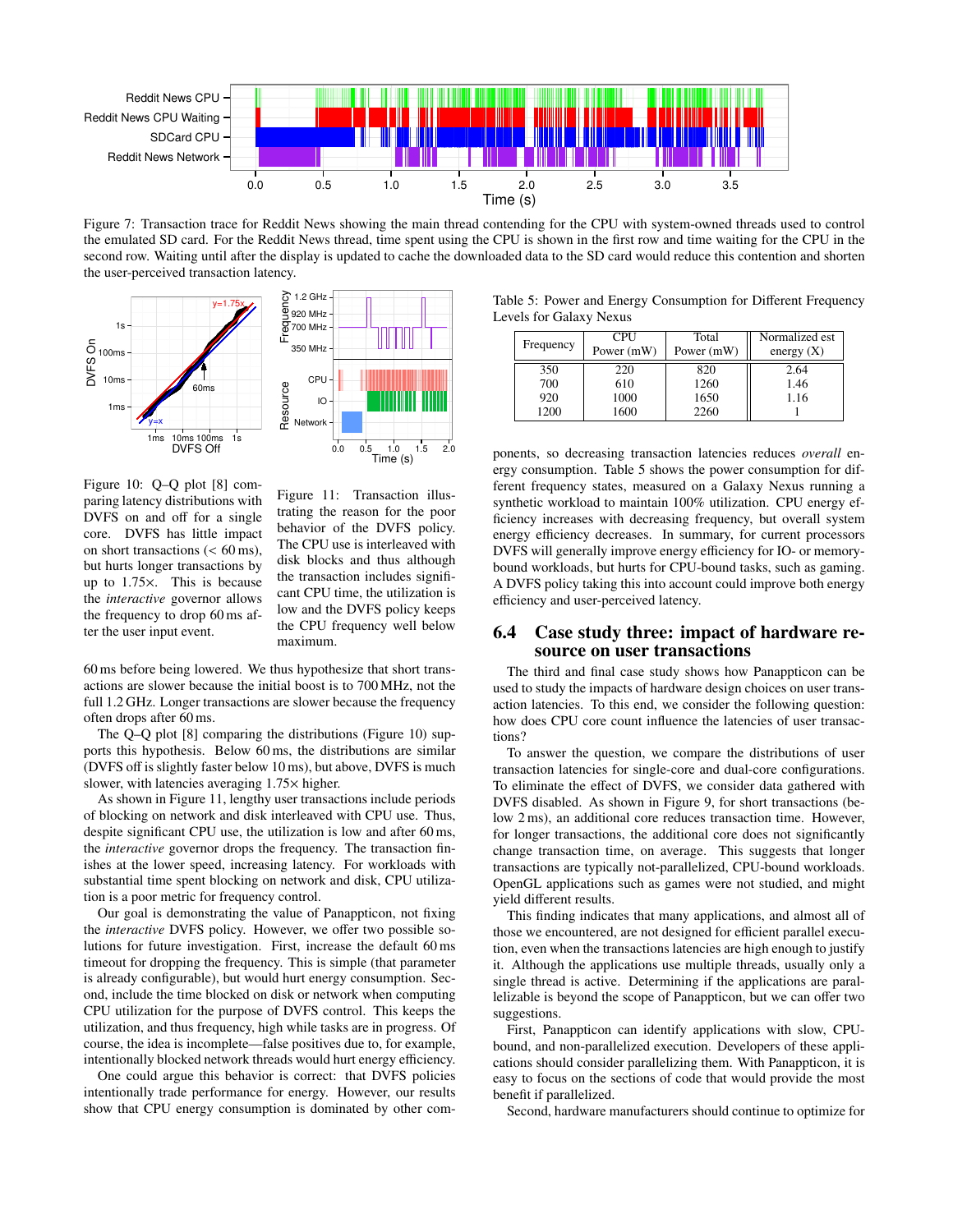Figure 7: Transaction trace for Reddit News showing the main thread contending for the CPU with system-owned threads used to control the emulated SD card. For the Reddit News thread, time spent using the CPU is shown in the first row and time waiting for the CPU in the second row. Waiting until after the display is updated to cache the downloaded data to the SD card would reduce this contention and shorten the user-perceived transaction latency.

Figure 10: Q–Q plot [8] comparing latency distributions with DVFS on and off for a single core. DVFS has little impact on short transactions (< 60 ms), but hurts longer transactions by up to 1.75×. This is because the *interactive* governor allows the frequency to drop 60 ms after the user input event.

Figure 11: Transaction illustrating the reason for the poor behavior of the DVFS policy. The CPU use is interleaved with disk blocks and thus although the transaction includes significant CPU time, the utilization is low and the DVFS policy keeps the CPU frequency well below maximum.

60 ms before being lowered. We thus hypothesize that short transactions are slower because the initial boost is to 700 MHz, not the full 1.2 GHz. Longer transactions are slower because the frequency often drops after 60 ms.

The Q–Q plot [8] comparing the distributions (Figure 10) supports this hypothesis. Below 60 ms, the distributions are similar (DVFS off is slightly faster below 10 ms), but above, DVFS is much slower, with latencies averaging 1.75× higher.

As shown in Figure 11, lengthy user transactions include periods of blocking on network and disk interleaved with CPU use. Thus, despite significant CPU use, the utilization is low and after 60 ms, the *interactive* governor drops the frequency. The transaction finishes at the lower speed, increasing latency. For workloads with substantial time spent blocking on network and disk, CPU utilization is a poor metric for frequency control.

Our goal is demonstrating the value of Panappticon, not fixing the *interactive* DVFS policy. However, we offer two possible solutions for future investigation. First, increase the default 60 ms timeout for dropping the frequency. This is simple (that parameter is already configurable), but would hurt energy consumption. Second, include the time blocked on disk or network when computing CPU utilization for the purpose of DVFS control. This keeps the utilization, and thus frequency, high while tasks are in progress. Of course, the idea is incomplete—false positives due to, for example, intentionally blocked network threads would hurt energy efficiency.

One could argue this behavior is correct: that DVFS policies intentionally trade performance for energy. However, our results show that CPU energy consumption is dominated by other components, so decreasing transaction latencies reduces *overall* energy consumption. Table 5 shows the power consumption for different frequency states, measured on a Galaxy Nexus running a synthetic workload to maintain 100% utilization. CPU energy efficiency increases with decreasing frequency, but overall system energy efficiency decreases. In summary, for current processors DVFS will generally improve energy efficiency for IO- or memory-bound workloads, but hurts for CPU-bound tasks, such as gaming. A DVFS policy taking this into account could improve both energy efficiency and user-perceived latency.

Table 5: Power and Energy Consumption for Different Frequency Levels for Galaxy Nexus

| Frequency | CPU Power (mW) | Total Power (mW) | Normalized est energy (X) |
|---|---|---|---|
| 350 | 220 | 820 | 2.64 |
| 700 | 610 | 1260 | 1.46 |
| 920 | 1000 | 1650 | 1.16 |
| 1200 | 1600 | 2260 | 1 |

## 6.4 Case study three: impact of hardware resource on user transactions

The third and final case study shows how Panappticon can be used to study the impacts of hardware design choices on user transaction latencies. To this end, we consider the following question: how does CPU core count influence the latencies of user transactions?

To answer the question, we compare the distributions of user transaction latencies for single-core and dual-core configurations. To eliminate the effect of DVFS, we consider data gathered with DVFS disabled. As shown in Figure 9, for short transactions (below 2 ms), an additional core reduces transaction time. However, for longer transactions, the additional core does not significantly change transaction time, on average. This suggests that longer transactions are typically not-parallelized, CPU-bound workloads. OpenGL applications such as games were not studied, and might yield different results.

This finding indicates that many applications, and almost all of those we encountered, are not designed for efficient parallel execution, even when the transactions latencies are high enough to justify it. Although the applications use multiple threads, usually only a single thread is active. Determining if the applications are parallelizable is beyond the scope of Panappticon, but we can offer two suggestions.

First, Panappticon can identify applications with slow, CPU-bound, and non-parallelized execution. Developers of these applications should consider parallelizing them. With Panappticon, it is easy to focus on the sections of code that would provide the most benefit if parallelized.

Second, hardware manufacturers should continue to optimize for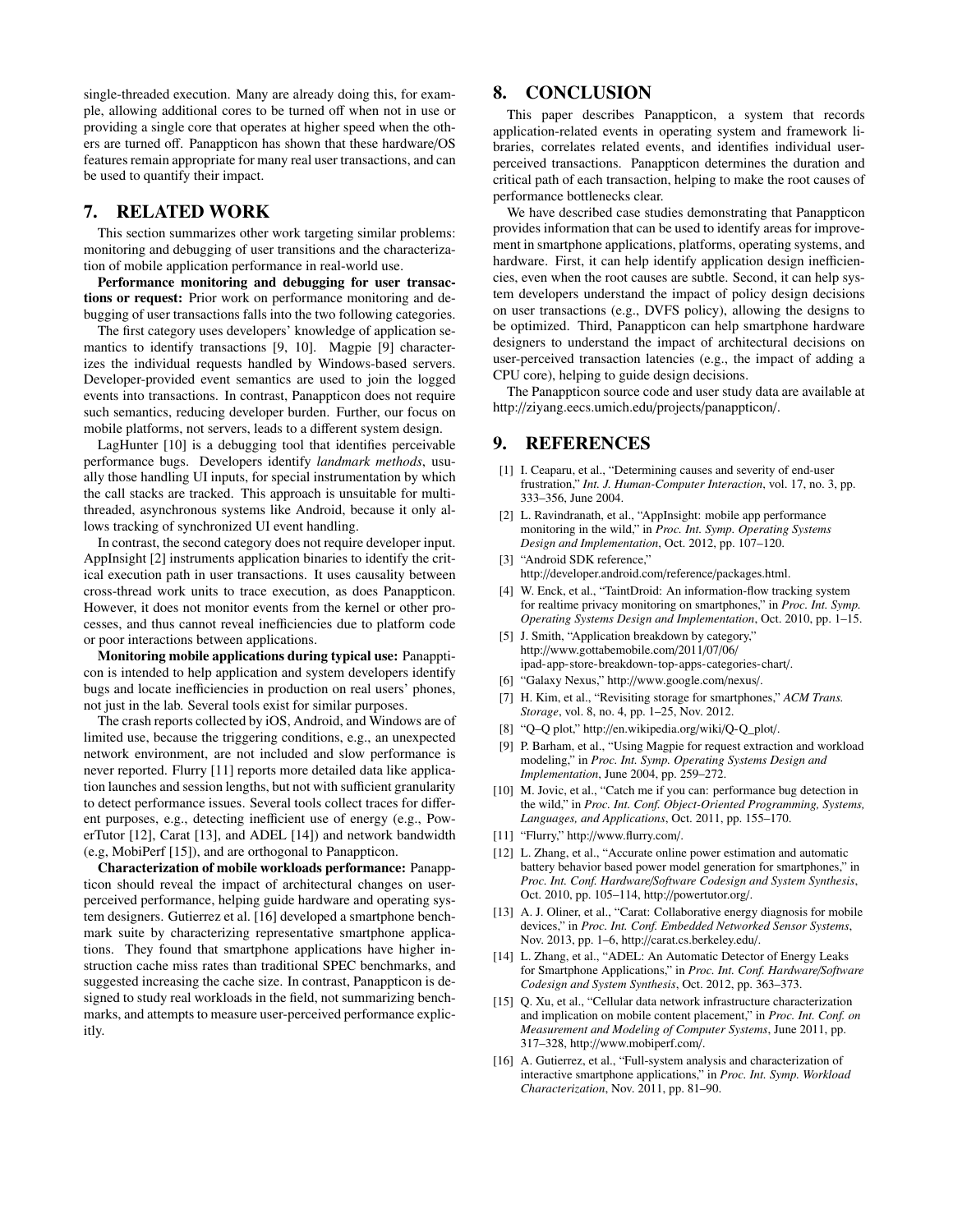single-threaded execution. Many are already doing this, for example, allowing additional cores to be turned off when not in use or providing a single core that operates at higher speed when the others are turned off. Panappticon has shown that these hardware/OS features remain appropriate for many real user transactions, and can be used to quantify their impact.

## 7. RELATED WORK

This section summarizes other work targeting similar problems: monitoring and debugging of user transitions and the characterization of mobile application performance in real-world use.

**Performance monitoring and debugging for user transactions or request:** Prior work on performance monitoring and debugging of user transactions falls into the two following categories.

The first category uses developers' knowledge of application semantics to identify transactions [9, 10]. Magpie [9] characterizes the individual requests handled by Windows-based servers. Developer-provided event semantics are used to join the logged events into transactions. In contrast, Panappticon does not require such semantics, reducing developer burden. Further, our focus on mobile platforms, not servers, leads to a different system design.

LagHunter [10] is a debugging tool that identifies perceivable performance bugs. Developers identify *landmark methods*, usually those handling UI inputs, for special instrumentation by which the call stacks are tracked. This approach is unsuitable for multi-threaded, asynchronous systems like Android, because it only allows tracking of synchronized UI event handling.

In contrast, the second category does not require developer input. AppInsight [2] instruments application binaries to identify the critical execution path in user transactions. It uses causality between cross-thread work units to trace execution, as does Panappticon. However, it does not monitor events from the kernel or other processes, and thus cannot reveal inefficiencies due to platform code or poor interactions between applications.

**Monitoring mobile applications during typical use:** Panappticon is intended to help application and system developers identify bugs and locate inefficiencies in production on real users' phones, not just in the lab. Several tools exist for similar purposes.

The crash reports collected by iOS, Android, and Windows are of limited use, because the triggering conditions, e.g., an unexpected network environment, are not included and slow performance is never reported. Flurry [11] reports more detailed data like application launches and session lengths, but not with sufficient granularity to detect performance issues. Several tools collect traces for different purposes, e.g., detecting inefficient use of energy (e.g., PowerTutor [12], Carat [13], and ADEL [14]) and network bandwidth (e.g, MobiPerf [15]), and are orthogonal to Panappticon.

**Characterization of mobile workloads performance:** Panappticon should reveal the impact of architectural changes on user-perceived performance, helping guide hardware and operating system designers. Gutierrez et al. [16] developed a smartphone benchmark suite by characterizing representative smartphone applications. They found that smartphone applications have higher instruction cache miss rates than traditional SPEC benchmarks, and suggested increasing the cache size. In contrast, Panappticon is designed to study real workloads in the field, not summarizing benchmarks, and attempts to measure user-perceived performance explicitly.

## 8. CONCLUSION

This paper describes Panappticon, a system that records application-related events in operating system and framework libraries, correlates related events, and identifies individual user-perceived transactions. Panappticon determines the duration and critical path of each transaction, helping to make the root causes of performance bottlenecks clear.

We have described case studies demonstrating that Panappticon provides information that can be used to identify areas for improvement in smartphone applications, platforms, operating systems, and hardware. First, it can help identify application design inefficiencies, even when the root causes are subtle. Second, it can help system developers understand the impact of policy design decisions on user transactions (e.g., DVFS policy), allowing the designs to be optimized. Third, Panappticon can help smartphone hardware designers to understand the impact of architectural decisions on user-perceived transaction latencies (e.g., the impact of adding a CPU core), helping to guide design decisions.

The Panappticon source code and user study data are available at http://ziyang.eecs.umich.edu/projects/panappticon/.

## 9. REFERENCES

[1] I. Ceaparu, et al., "Determining causes and severity of end-user frustration," *Int. J. Human-Computer Interaction*, vol. 17, no. 3, pp. 333–356, June 2004.

[2] L. Ravindranath, et al., "AppInsight: mobile app performance monitoring in the wild," in *Proc. Int. Symp. Operating Systems Design and Implementation*, Oct. 2012, pp. 107–120.

[3] "Android SDK reference," http://developer.android.com/reference/packages.html.

[4] W. Enck, et al., "TaintDroid: An information-flow tracking system for realtime privacy monitoring on smartphones," in *Proc. Int. Symp. Operating Systems Design and Implementation*, Oct. 2010, pp. 1–15.

[5] J. Smith, "Application breakdown by category," http://www.gottabemobile.com/2011/07/06/ipad-app-store-breakdown-top-apps-categories-chart/.

[6] "Galaxy Nexus," http://www.google.com/nexus/.

[7] H. Kim, et al., "Revisiting storage for smartphones," *ACM Trans. Storage*, vol. 8, no. 4, pp. 1–25, Nov. 2012.

[8] "Q–Q plot," http://en.wikipedia.org/wiki/Q-Q_plot/.

[9] P. Barham, et al., "Using Magpie for request extraction and workload modeling," in *Proc. Int. Symp. Operating Systems Design and Implementation*, June 2004, pp. 259–272.

[10] M. Jovic, et al., "Catch me if you can: performance bug detection in the wild," in *Proc. Int. Conf. Object-Oriented Programming, Systems, Languages, and Applications*, Oct. 2011, pp. 155–170.

[11] "Flurry," http://www.flurry.com/.

[12] L. Zhang, et al., "Accurate online power estimation and automatic battery behavior based power model generation for smartphones," in *Proc. Int. Conf. Hardware/Software Codesign and System Synthesis*, Oct. 2010, pp. 105–114, http://powertutor.org/.

[13] A. J. Oliner, et al., "Carat: Collaborative energy diagnosis for mobile devices," in *Proc. Int. Conf. Embedded Networked Sensor Systems*, Nov. 2013, pp. 1–6, http://carat.cs.berkeley.edu/.

[14] L. Zhang, et al., "ADEL: An Automatic Detector of Energy Leaks for Smartphone Applications," in *Proc. Int. Conf. Hardware/Software Codesign and System Synthesis*, Oct. 2012, pp. 363–373.

[15] Q. Xu, et al., "Cellular data network infrastructure characterization and implication on mobile content placement," in *Proc. Int. Conf. on Measurement and Modeling of Computer Systems*, June 2011, pp. 317–328, http://www.mobiperf.com/.

[16] A. Gutierrez, et al., "Full-system analysis and characterization of interactive smartphone applications," in *Proc. Int. Symp. Workload Characterization*, Nov. 2011, pp. 81–90.